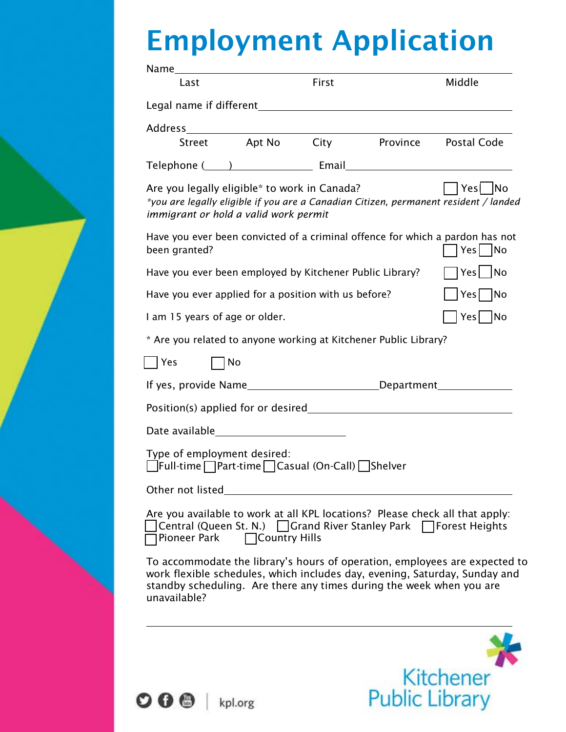# Employment Application

Name______________________________________________________________
Last First Middle

Legal name if different______________________________________________

Address___________________________________________________________
Street Apt No City Province Postal Code

Telephone (____)______________ Email______________________________

Are you legally eligible* to work in Canada? ☐ Yes ☐ No
*you are legally eligible if you are a Canadian Citizen, permanent resident / landed immigrant or hold a valid work permit*

Have you ever been convicted of a criminal offence for which a pardon has not been granted? ☐ Yes ☐ No

Have you ever been employed by Kitchener Public Library? ☐ Yes ☐ No

Have you ever applied for a position with us before? ☐ Yes ☐ No

I am 15 years of age or older. ☐ Yes ☐ No

* Are you related to anyone working at Kitchener Public Library?

☐ Yes ☐ No

If yes, provide Name______________________Department_____________

Position(s) applied for or desired__________________________________

Date available______________________

Type of employment desired:
☐ Full-time ☐ Part-time ☐ Casual (On-Call) ☐ Shelver

Other not listed_____________________________________________________

Are you available to work at all KPL locations? Please check all that apply:
☐ Central (Queen St. N.) ☐ Grand River Stanley Park ☐ Forest Heights
☐ Pioneer Park ☐ Country Hills

To accommodate the library's hours of operation, employees are expected to work flexible schedules, which includes day, evening, Saturday, Sunday and standby scheduling. Are there any times during the week when you are unavailable?

_____________________________________________________________________

kpl.org

Kitchener Public Library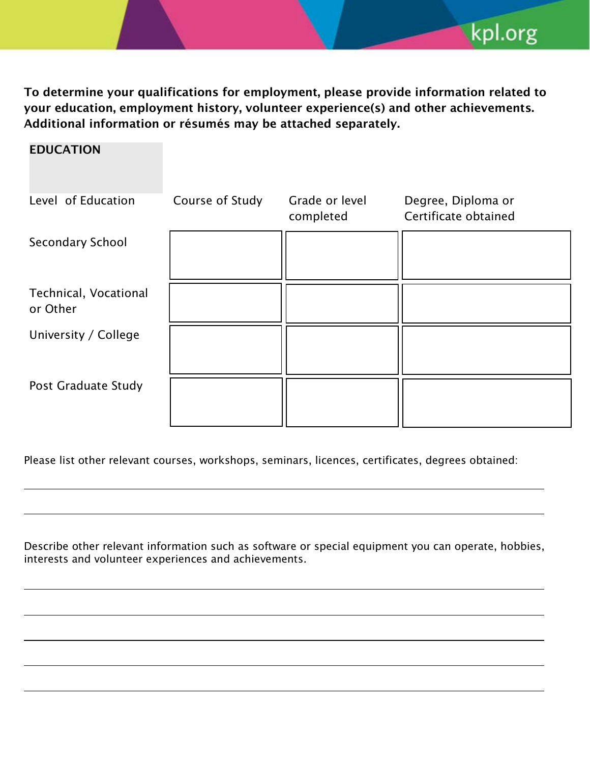**To determine your qualifications for employment, please provide information related to your education, employment history, volunteer experience(s) and other achievements. Additional information or résumés may be attached separately.**

## EDUCATION

| Level of Education | Course of Study | Grade or level completed | Degree, Diploma or Certificate obtained |
|---|---|---|---|
| Secondary School | | | |
| Technical, Vocational or Other | | | |
| University / College | | | |
| Post Graduate Study | | | |

Please list other relevant courses, workshops, seminars, licences, certificates, degrees obtained:

______________________________________________________________________

______________________________________________________________________

Describe other relevant information such as software or special equipment you can operate, hobbies, interests and volunteer experiences and achievements.

______________________________________________________________________

______________________________________________________________________

______________________________________________________________________

______________________________________________________________________

______________________________________________________________________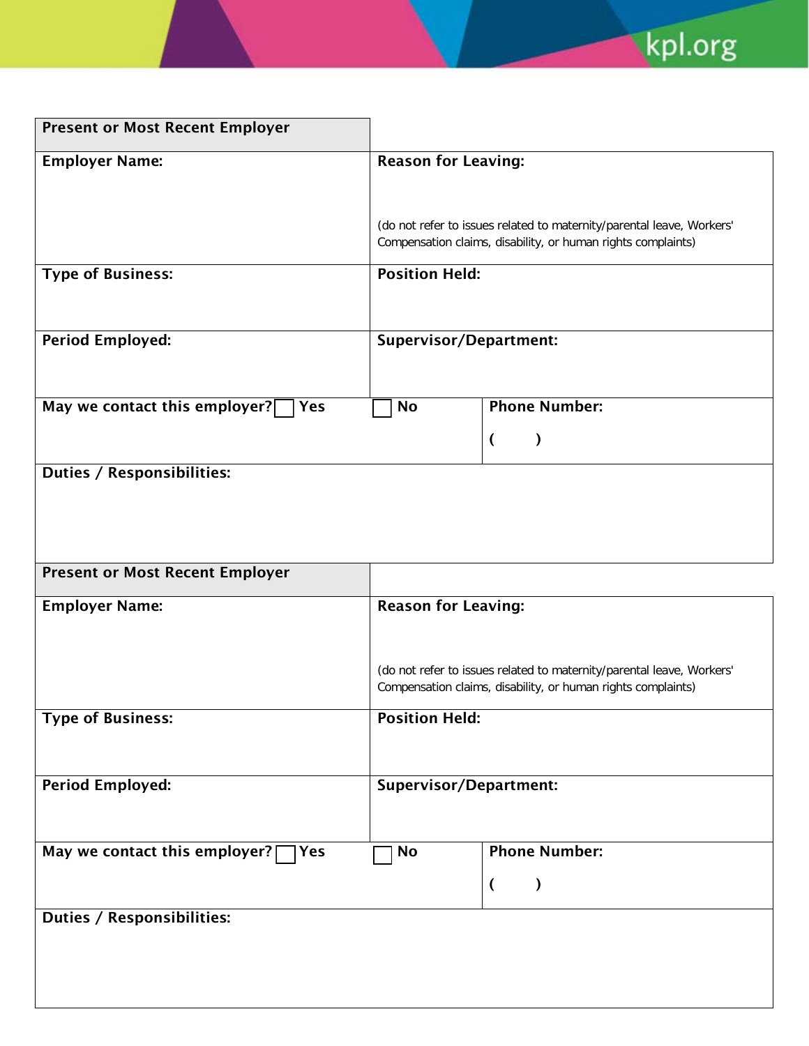| Present or Most Recent Employer | | |
|---|---|---|
| **Employer Name:** | **Reason for Leaving:**<br><br>(do not refer to issues related to maternity/parental leave, Workers' Compensation claims, disability, or human rights complaints) | |
| **Type of Business:** | **Position Held:** | |
| **Period Employed:** | **Supervisor/Department:** | |
| **May we contact this employer?** ☐ **Yes** | ☐ **No** | **Phone Number:**<br>( ) |
| **Duties / Responsibilities:** | | |

| Present or Most Recent Employer | | |
|---|---|---|
| **Employer Name:** | **Reason for Leaving:**<br><br>(do not refer to issues related to maternity/parental leave, Workers' Compensation claims, disability, or human rights complaints) | |
| **Type of Business:** | **Position Held:** | |
| **Period Employed:** | **Supervisor/Department:** | |
| **May we contact this employer?** ☐ **Yes** | ☐ **No** | **Phone Number:**<br>( ) |
| **Duties / Responsibilities:** | | |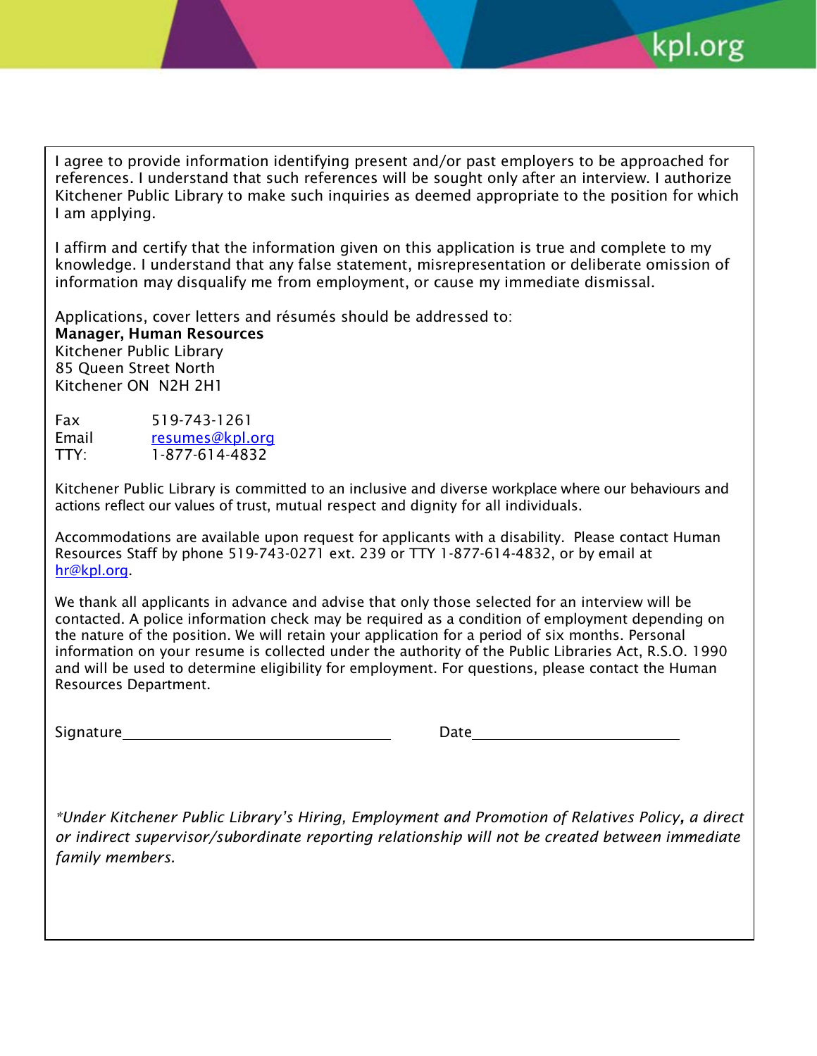I agree to provide information identifying present and/or past employers to be approached for references. I understand that such references will be sought only after an interview. I authorize Kitchener Public Library to make such inquiries as deemed appropriate to the position for which I am applying.

I affirm and certify that the information given on this application is true and complete to my knowledge. I understand that any false statement, misrepresentation or deliberate omission of information may disqualify me from employment, or cause my immediate dismissal.

Applications, cover letters and résumés should be addressed to:
**Manager, Human Resources**
Kitchener Public Library
85 Queen Street North
Kitchener ON N2H 2H1

| | |
|---|---|
| Fax | 519-743-1261 |
| Email | resumes@kpl.org |
| TTY: | 1-877-614-4832 |

Kitchener Public Library is committed to an inclusive and diverse workplace where our behaviours and actions reflect our values of trust, mutual respect and dignity for all individuals.

Accommodations are available upon request for applicants with a disability. Please contact Human Resources Staff by phone 519-743-0271 ext. 239 or TTY 1-877-614-4832, or by email at hr@kpl.org.

We thank all applicants in advance and advise that only those selected for an interview will be contacted. A police information check may be required as a condition of employment depending on the nature of the position. We will retain your application for a period of six months. Personal information on your resume is collected under the authority of the Public Libraries Act, R.S.O. 1990 and will be used to determine eligibility for employment. For questions, please contact the Human Resources Department.

Signature\_\_\_\_\_\_\_\_\_\_\_\_\_\_\_\_\_\_\_\_\_\_\_\_\_\_\_\_\_\_ Date\_\_\_\_\_\_\_\_\_\_\_\_\_\_\_\_\_\_\_\_\_\_\_\_

*\*Under Kitchener Public Library's Hiring, Employment and Promotion of Relatives Policy, a direct or indirect supervisor/subordinate reporting relationship will not be created between immediate family members.*